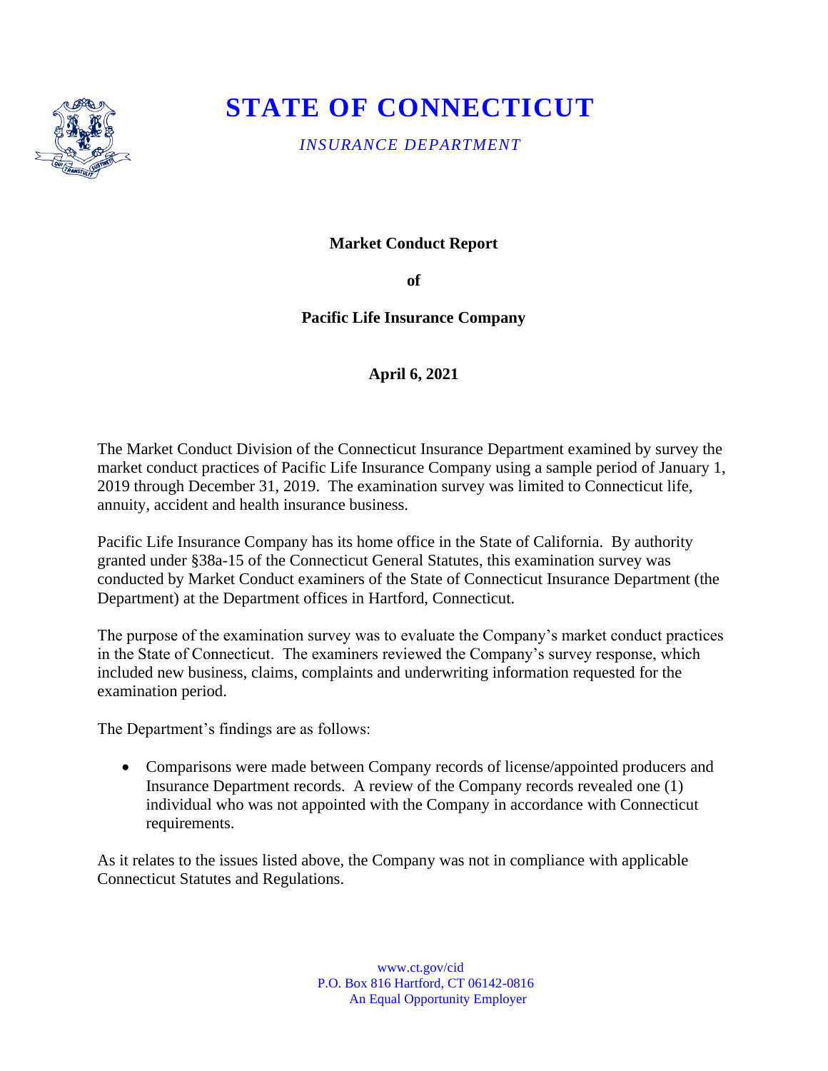# STATE OF CONNECTICUT

*INSURANCE DEPARTMENT*

**Market Conduct Report**

**of**

**Pacific Life Insurance Company**

**April 6, 2021**

The Market Conduct Division of the Connecticut Insurance Department examined by survey the market conduct practices of Pacific Life Insurance Company using a sample period of January 1, 2019 through December 31, 2019. The examination survey was limited to Connecticut life, annuity, accident and health insurance business.

Pacific Life Insurance Company has its home office in the State of California. By authority granted under §38a-15 of the Connecticut General Statutes, this examination survey was conducted by Market Conduct examiners of the State of Connecticut Insurance Department (the Department) at the Department offices in Hartford, Connecticut.

The purpose of the examination survey was to evaluate the Company's market conduct practices in the State of Connecticut. The examiners reviewed the Company's survey response, which included new business, claims, complaints and underwriting information requested for the examination period.

The Department's findings are as follows:

- Comparisons were made between Company records of license/appointed producers and Insurance Department records. A review of the Company records revealed one (1) individual who was not appointed with the Company in accordance with Connecticut requirements.

As it relates to the issues listed above, the Company was not in compliance with applicable Connecticut Statutes and Regulations.

www.ct.gov/cid
P.O. Box 816 Hartford, CT 06142-0816
An Equal Opportunity Employer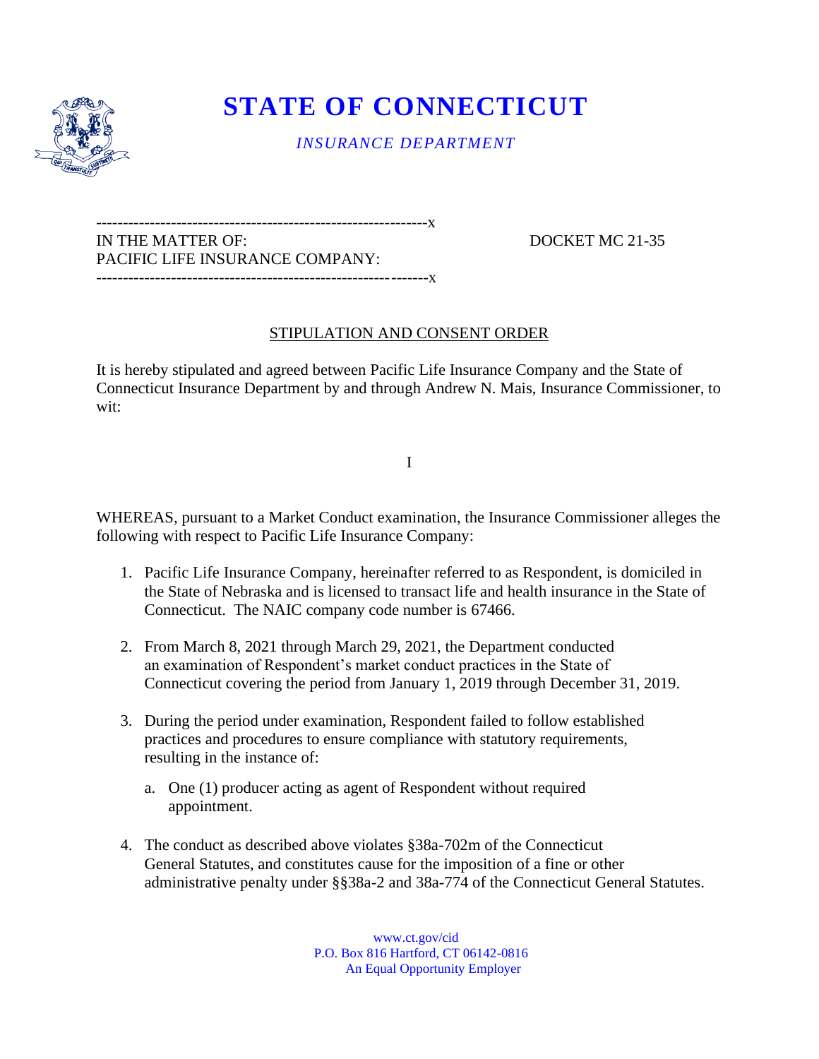# STATE OF CONNECTICUT

*INSURANCE DEPARTMENT*

```
--------------------------------------------------------------x
IN THE MATTER OF:                                                    DOCKET MC 21-35
PACIFIC LIFE INSURANCE COMPANY:
--------------------------------------------------------------x
```

## STIPULATION AND CONSENT ORDER

It is hereby stipulated and agreed between Pacific Life Insurance Company and the State of Connecticut Insurance Department by and through Andrew N. Mais, Insurance Commissioner, to wit:

I

WHEREAS, pursuant to a Market Conduct examination, the Insurance Commissioner alleges the following with respect to Pacific Life Insurance Company:

1. Pacific Life Insurance Company, hereinafter referred to as Respondent, is domiciled in the State of Nebraska and is licensed to transact life and health insurance in the State of Connecticut. The NAIC company code number is 67466.

2. From March 8, 2021 through March 29, 2021, the Department conducted an examination of Respondent's market conduct practices in the State of Connecticut covering the period from January 1, 2019 through December 31, 2019.

3. During the period under examination, Respondent failed to follow established practices and procedures to ensure compliance with statutory requirements, resulting in the instance of:

   a. One (1) producer acting as agent of Respondent without required appointment.

4. The conduct as described above violates §38a-702m of the Connecticut General Statutes, and constitutes cause for the imposition of a fine or other administrative penalty under §§38a-2 and 38a-774 of the Connecticut General Statutes.

www.ct.gov/cid
P.O. Box 816 Hartford, CT 06142-0816
An Equal Opportunity Employer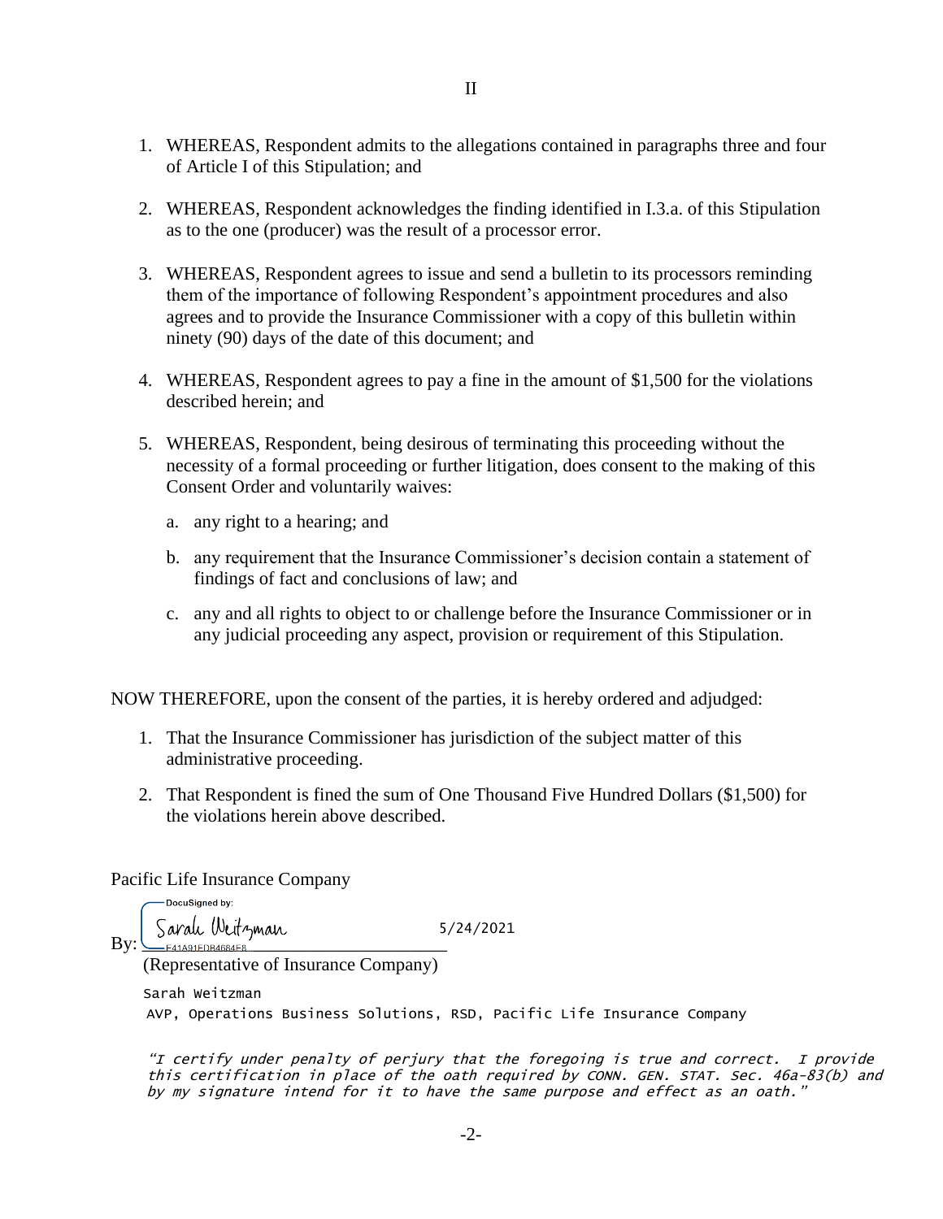II

1. WHEREAS, Respondent admits to the allegations contained in paragraphs three and four of Article I of this Stipulation; and

2. WHEREAS, Respondent acknowledges the finding identified in I.3.a. of this Stipulation as to the one (producer) was the result of a processor error.

3. WHEREAS, Respondent agrees to issue and send a bulletin to its processors reminding them of the importance of following Respondent's appointment procedures and also agrees and to provide the Insurance Commissioner with a copy of this bulletin within ninety (90) days of the date of this document; and

4. WHEREAS, Respondent agrees to pay a fine in the amount of $1,500 for the violations described herein; and

5. WHEREAS, Respondent, being desirous of terminating this proceeding without the necessity of a formal proceeding or further litigation, does consent to the making of this Consent Order and voluntarily waives:

   a. any right to a hearing; and

   b. any requirement that the Insurance Commissioner's decision contain a statement of findings of fact and conclusions of law; and

   c. any and all rights to object to or challenge before the Insurance Commissioner or in any judicial proceeding any aspect, provision or requirement of this Stipulation.

NOW THEREFORE, upon the consent of the parties, it is hereby ordered and adjudged:

1. That the Insurance Commissioner has jurisdiction of the subject matter of this administrative proceeding.

2. That Respondent is fined the sum of One Thousand Five Hundred Dollars ($1,500) for the violations herein above described.

Pacific Life Insurance Company

DocuSigned by:

By: Sarah Weitzman 5/24/2021

F41A91EDB4684E8...

(Representative of Insurance Company)

Sarah Weitzman

AVP, Operations Business Solutions, RSD, Pacific Life Insurance Company

*"I certify under penalty of perjury that the foregoing is true and correct. I provide this certification in place of the oath required by CONN. GEN. STAT. Sec. 46a-83(b) and by my signature intend for it to have the same purpose and effect as an oath."*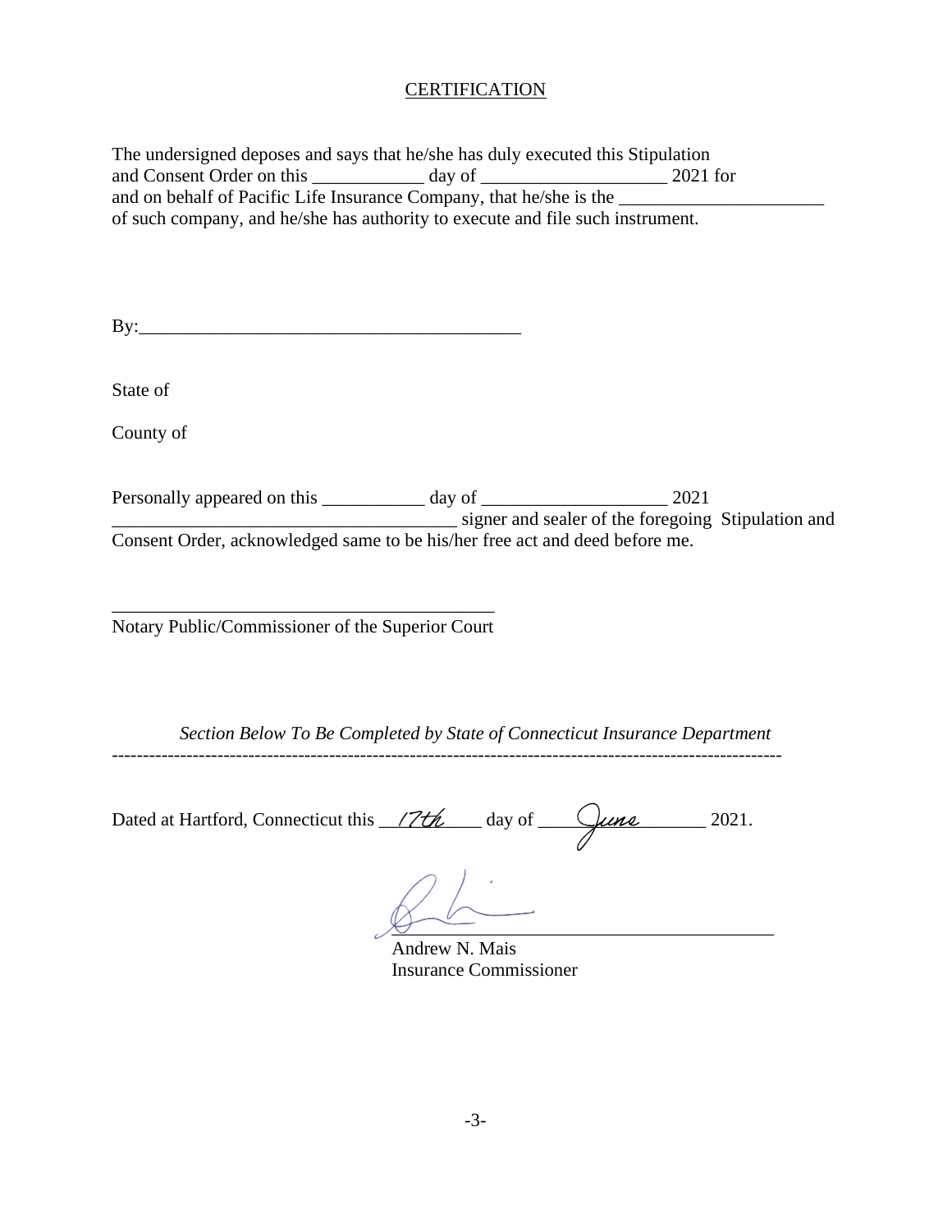## CERTIFICATION

The undersigned deposes and says that he/she has duly executed this Stipulation and Consent Order on this ____________ day of ____________________ 2021 for and on behalf of Pacific Life Insurance Company, that he/she is the ______________________ of such company, and he/she has authority to execute and file such instrument.

By:__________________________________________

State of

County of

Personally appeared on this ___________ day of ____________________ 2021 _____________________________________ signer and sealer of the foregoing Stipulation and Consent Order, acknowledged same to be his/her free act and deed before me.

__________________________________________
Notary Public/Commissioner of the Superior Court

*Section Below To Be Completed by State of Connecticut Insurance Department*

---

Dated at Hartford, Connecticut this 17th day of June 2021.

__________________________________________
Andrew N. Mais
Insurance Commissioner